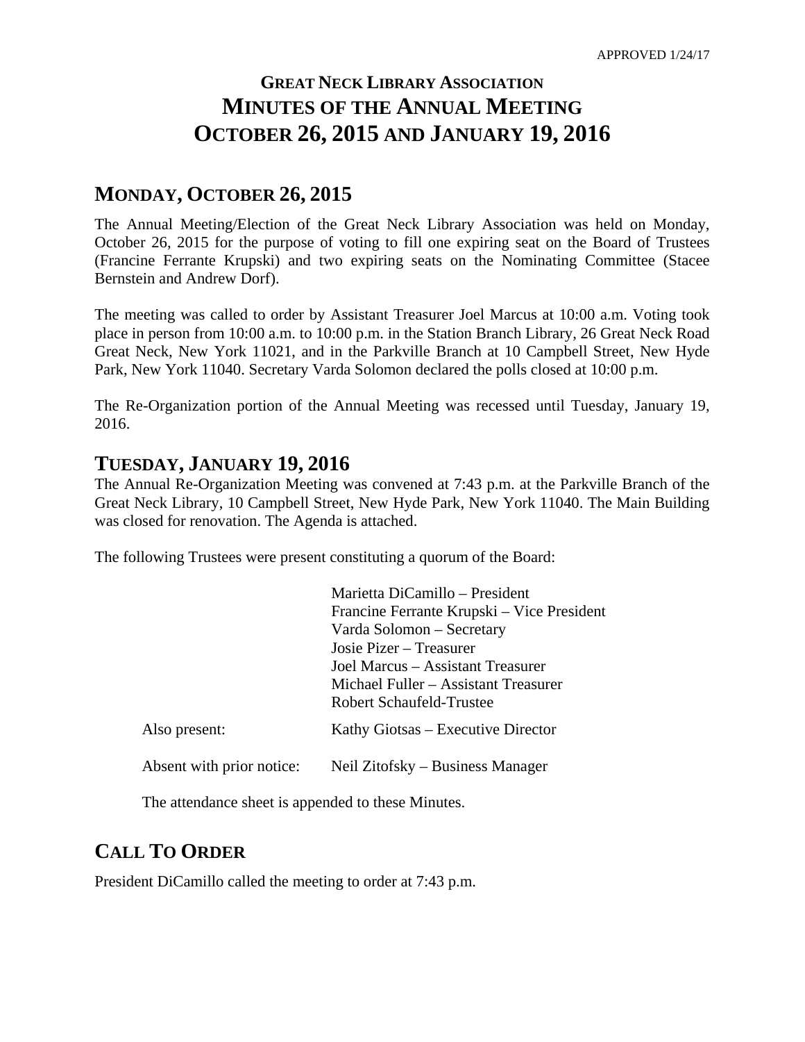APPROVED 1/24/17

# GREAT NECK LIBRARY ASSOCIATION
# MINUTES OF THE ANNUAL MEETING
# OCTOBER 26, 2015 AND JANUARY 19, 2016

## MONDAY, OCTOBER 26, 2015

The Annual Meeting/Election of the Great Neck Library Association was held on Monday, October 26, 2015 for the purpose of voting to fill one expiring seat on the Board of Trustees (Francine Ferrante Krupski) and two expiring seats on the Nominating Committee (Stacee Bernstein and Andrew Dorf).

The meeting was called to order by Assistant Treasurer Joel Marcus at 10:00 a.m. Voting took place in person from 10:00 a.m. to 10:00 p.m. in the Station Branch Library, 26 Great Neck Road Great Neck, New York 11021, and in the Parkville Branch at 10 Campbell Street, New Hyde Park, New York 11040. Secretary Varda Solomon declared the polls closed at 10:00 p.m.

The Re-Organization portion of the Annual Meeting was recessed until Tuesday, January 19, 2016.

## TUESDAY, JANUARY 19, 2016

The Annual Re-Organization Meeting was convened at 7:43 p.m. at the Parkville Branch of the Great Neck Library, 10 Campbell Street, New Hyde Park, New York 11040. The Main Building was closed for renovation. The Agenda is attached.

The following Trustees were present constituting a quorum of the Board:

| | |
|---|---|
| | Marietta DiCamillo – President |
| | Francine Ferrante Krupski – Vice President |
| | Varda Solomon – Secretary |
| | Josie Pizer – Treasurer |
| | Joel Marcus – Assistant Treasurer |
| | Michael Fuller – Assistant Treasurer |
| | Robert Schaufeld-Trustee |
| Also present: | Kathy Giotsas – Executive Director |
| Absent with prior notice: | Neil Zitofsky – Business Manager |

The attendance sheet is appended to these Minutes.

## CALL TO ORDER

President DiCamillo called the meeting to order at 7:43 p.m.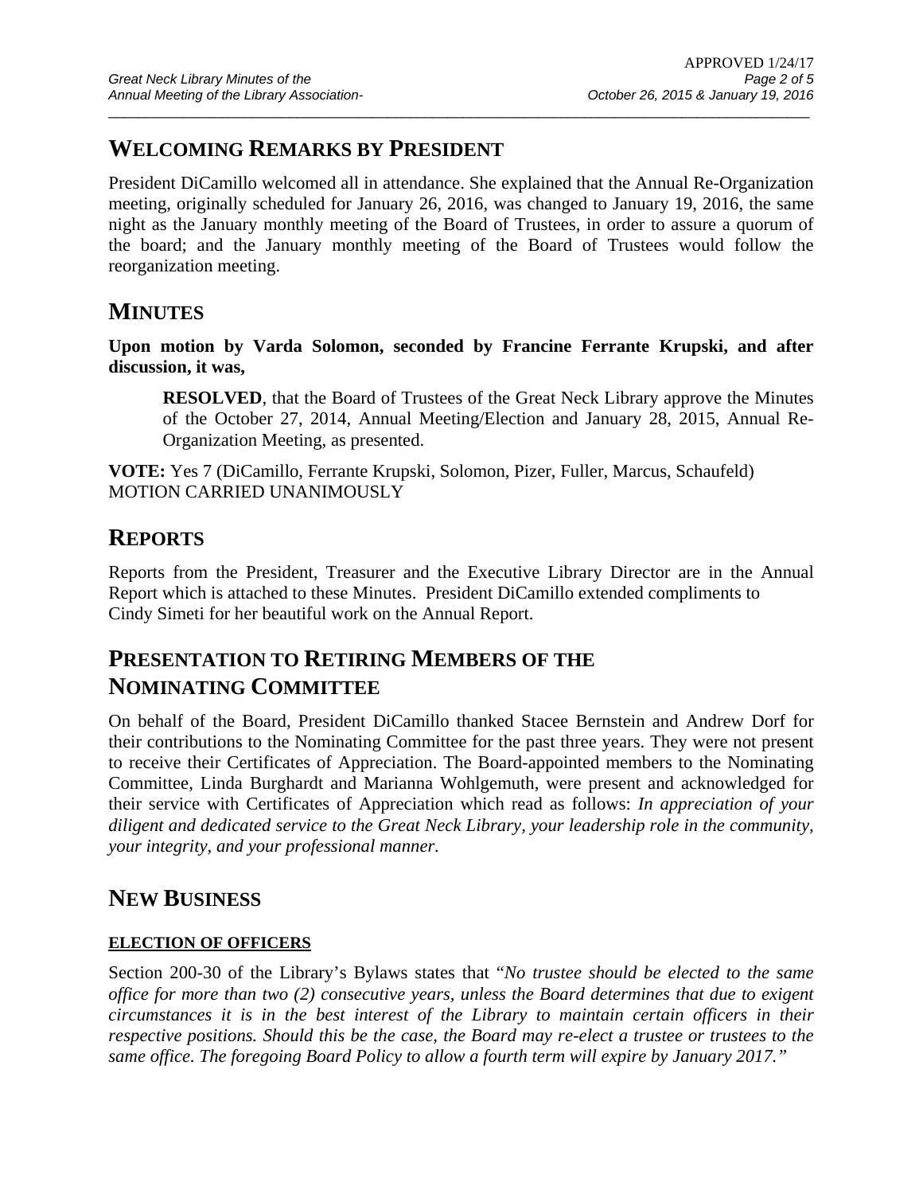## Welcoming Remarks by President

President DiCamillo welcomed all in attendance. She explained that the Annual Re-Organization meeting, originally scheduled for January 26, 2016, was changed to January 19, 2016, the same night as the January monthly meeting of the Board of Trustees, in order to assure a quorum of the board; and the January monthly meeting of the Board of Trustees would follow the reorganization meeting.

## Minutes

**Upon motion by Varda Solomon, seconded by Francine Ferrante Krupski, and after discussion, it was,**

> **RESOLVED**, that the Board of Trustees of the Great Neck Library approve the Minutes of the October 27, 2014, Annual Meeting/Election and January 28, 2015, Annual Re-Organization Meeting, as presented.

**VOTE:** Yes 7 (DiCamillo, Ferrante Krupski, Solomon, Pizer, Fuller, Marcus, Schaufeld)
MOTION CARRIED UNANIMOUSLY

## Reports

Reports from the President, Treasurer and the Executive Library Director are in the Annual Report which is attached to these Minutes. President DiCamillo extended compliments to Cindy Simeti for her beautiful work on the Annual Report.

## Presentation to Retiring Members of the Nominating Committee

On behalf of the Board, President DiCamillo thanked Stacee Bernstein and Andrew Dorf for their contributions to the Nominating Committee for the past three years. They were not present to receive their Certificates of Appreciation. The Board-appointed members to the Nominating Committee, Linda Burghardt and Marianna Wohlgemuth, were present and acknowledged for their service with Certificates of Appreciation which read as follows: *In appreciation of your diligent and dedicated service to the Great Neck Library, your leadership role in the community, your integrity, and your professional manner.*

## New Business

### Election of Officers

Section 200-30 of the Library's Bylaws states that "*No trustee should be elected to the same office for more than two (2) consecutive years, unless the Board determines that due to exigent circumstances it is in the best interest of the Library to maintain certain officers in their respective positions. Should this be the case, the Board may re-elect a trustee or trustees to the same office. The foregoing Board Policy to allow a fourth term will expire by January 2017.*"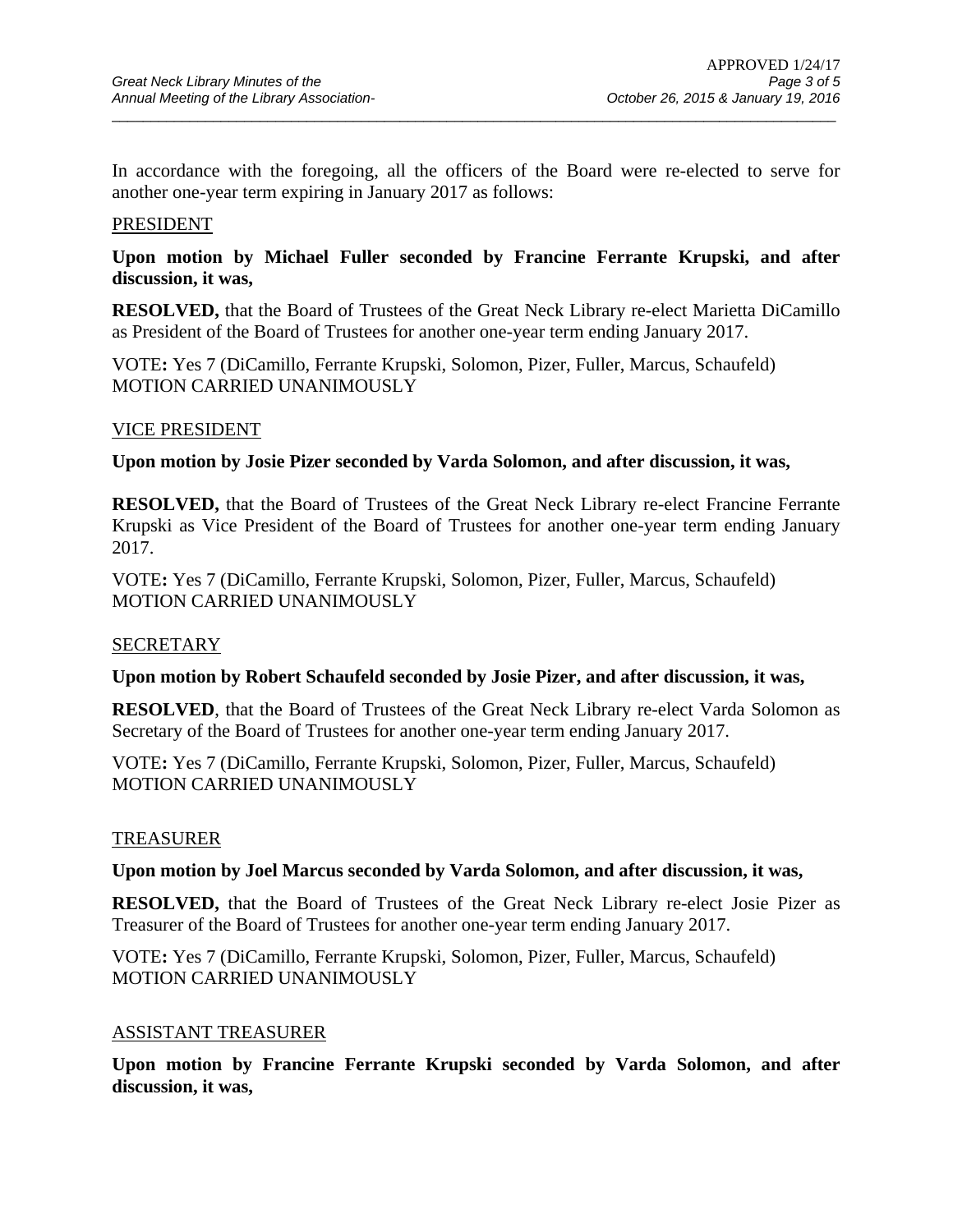In accordance with the foregoing, all the officers of the Board were re-elected to serve for another one-year term expiring in January 2017 as follows:

PRESIDENT

**Upon motion by Michael Fuller seconded by Francine Ferrante Krupski, and after discussion, it was,**

**RESOLVED,** that the Board of Trustees of the Great Neck Library re-elect Marietta DiCamillo as President of the Board of Trustees for another one-year term ending January 2017.

VOTE**:** Yes 7 (DiCamillo, Ferrante Krupski, Solomon, Pizer, Fuller, Marcus, Schaufeld)
MOTION CARRIED UNANIMOUSLY

VICE PRESIDENT

**Upon motion by Josie Pizer seconded by Varda Solomon, and after discussion, it was,**

**RESOLVED,** that the Board of Trustees of the Great Neck Library re-elect Francine Ferrante Krupski as Vice President of the Board of Trustees for another one-year term ending January 2017.

VOTE**:** Yes 7 (DiCamillo, Ferrante Krupski, Solomon, Pizer, Fuller, Marcus, Schaufeld)
MOTION CARRIED UNANIMOUSLY

SECRETARY

**Upon motion by Robert Schaufeld seconded by Josie Pizer, and after discussion, it was,**

**RESOLVED**, that the Board of Trustees of the Great Neck Library re-elect Varda Solomon as Secretary of the Board of Trustees for another one-year term ending January 2017.

VOTE**:** Yes 7 (DiCamillo, Ferrante Krupski, Solomon, Pizer, Fuller, Marcus, Schaufeld)
MOTION CARRIED UNANIMOUSLY

TREASURER

**Upon motion by Joel Marcus seconded by Varda Solomon, and after discussion, it was,**

**RESOLVED,** that the Board of Trustees of the Great Neck Library re-elect Josie Pizer as Treasurer of the Board of Trustees for another one-year term ending January 2017.

VOTE**:** Yes 7 (DiCamillo, Ferrante Krupski, Solomon, Pizer, Fuller, Marcus, Schaufeld)
MOTION CARRIED UNANIMOUSLY

ASSISTANT TREASURER

**Upon motion by Francine Ferrante Krupski seconded by Varda Solomon, and after discussion, it was,**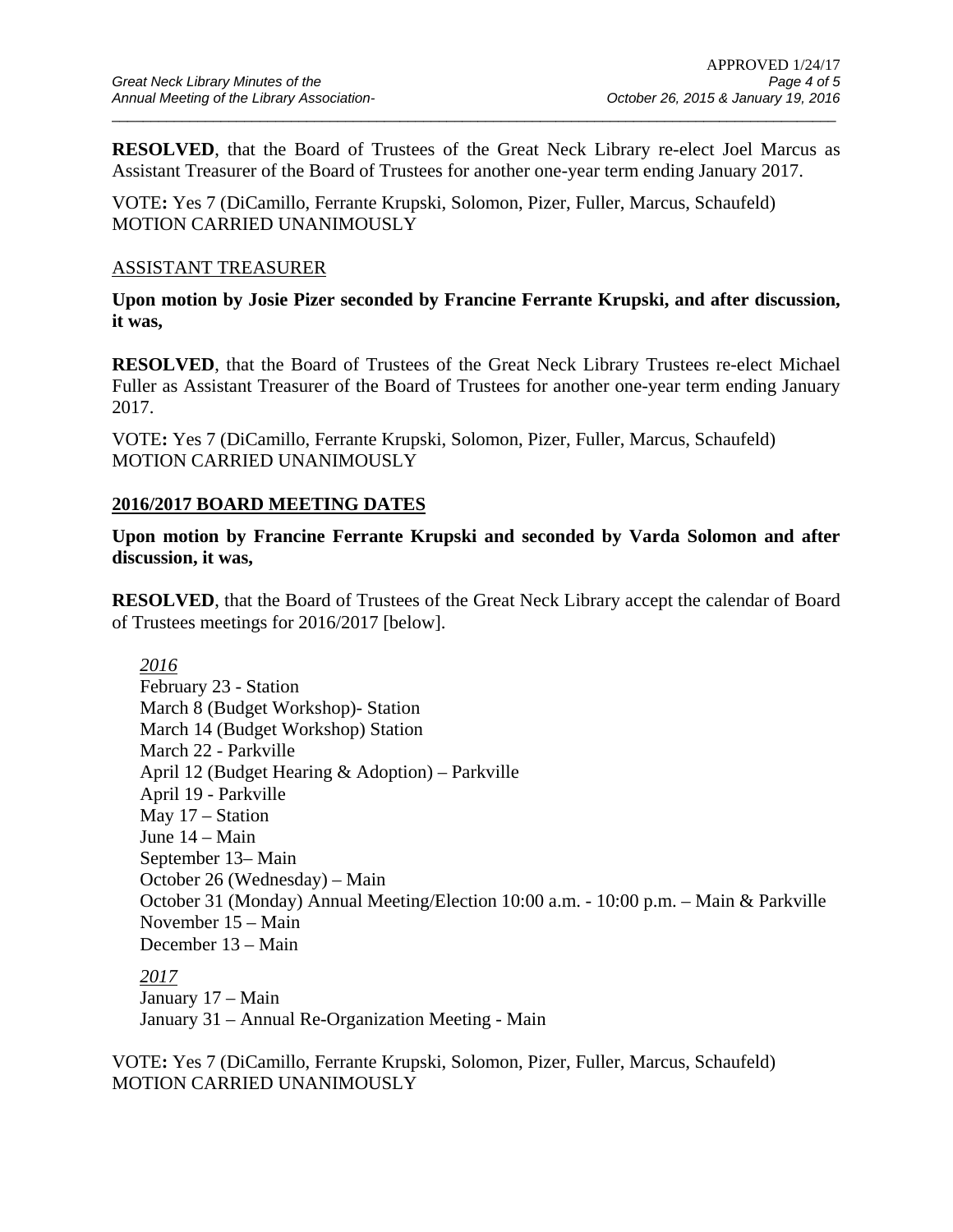**RESOLVED**, that the Board of Trustees of the Great Neck Library re-elect Joel Marcus as Assistant Treasurer of the Board of Trustees for another one-year term ending January 2017.

VOTE**:** Yes 7 (DiCamillo, Ferrante Krupski, Solomon, Pizer, Fuller, Marcus, Schaufeld)
MOTION CARRIED UNANIMOUSLY

<u>ASSISTANT TREASURER</u>

**Upon motion by Josie Pizer seconded by Francine Ferrante Krupski, and after discussion, it was,**

**RESOLVED**, that the Board of Trustees of the Great Neck Library Trustees re-elect Michael Fuller as Assistant Treasurer of the Board of Trustees for another one-year term ending January 2017.

VOTE**:** Yes 7 (DiCamillo, Ferrante Krupski, Solomon, Pizer, Fuller, Marcus, Schaufeld)
MOTION CARRIED UNANIMOUSLY

**<u>2016/2017 BOARD MEETING DATES</u>**

**Upon motion by Francine Ferrante Krupski and seconded by Varda Solomon and after discussion, it was,**

**RESOLVED**, that the Board of Trustees of the Great Neck Library accept the calendar of Board of Trustees meetings for 2016/2017 [below].

*<u>2016</u>*
February 23 - Station
March 8 (Budget Workshop)- Station
March 14 (Budget Workshop) Station
March 22 - Parkville
April 12 (Budget Hearing & Adoption) – Parkville
April 19 - Parkville
May 17 – Station
June 14 – Main
September 13– Main
October 26 (Wednesday) – Main
October 31 (Monday) Annual Meeting/Election 10:00 a.m. - 10:00 p.m. – Main & Parkville
November 15 – Main
December 13 – Main

*<u>2017</u>*
January 17 – Main
January 31 – Annual Re-Organization Meeting - Main

VOTE**:** Yes 7 (DiCamillo, Ferrante Krupski, Solomon, Pizer, Fuller, Marcus, Schaufeld)
MOTION CARRIED UNANIMOUSLY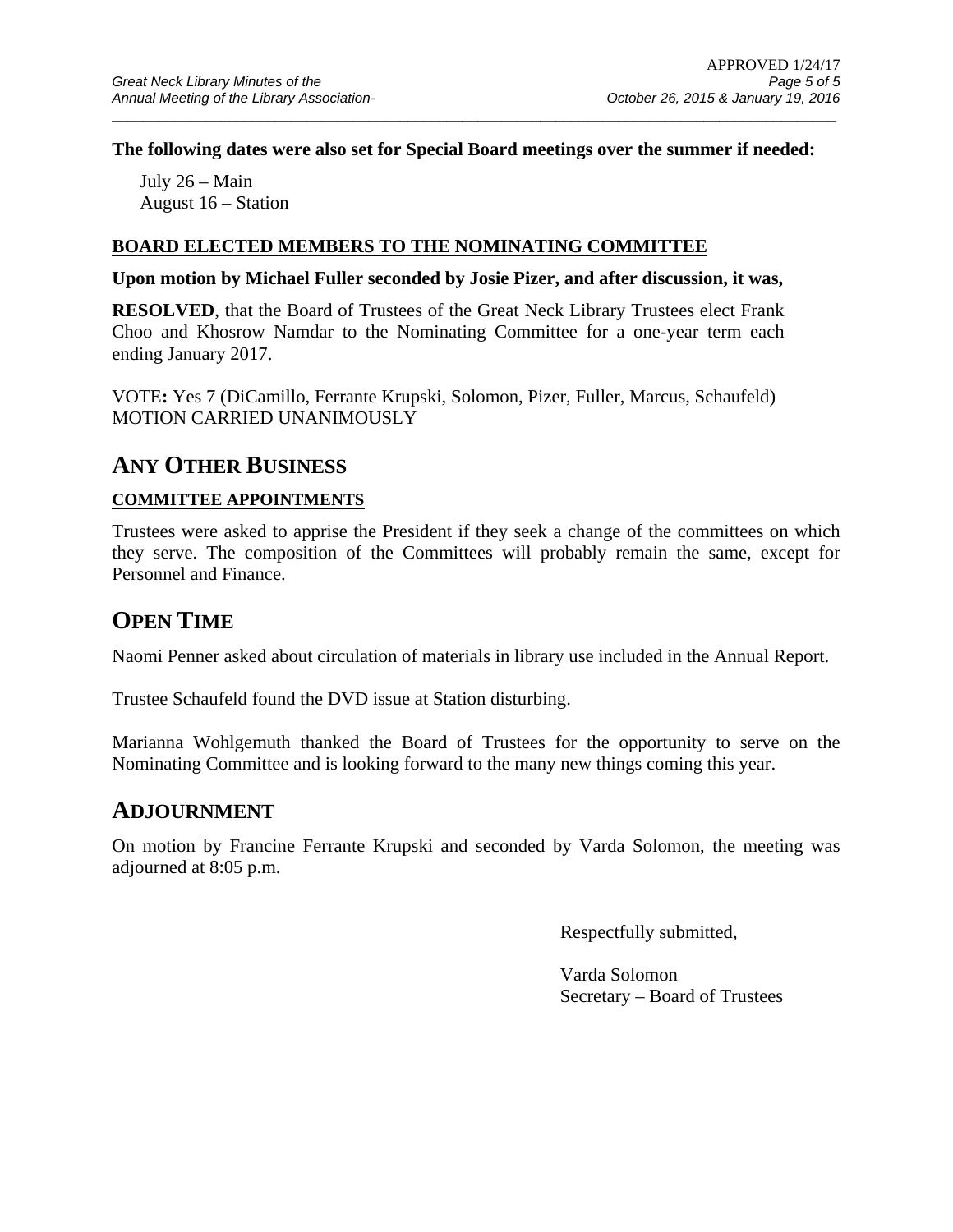**The following dates were also set for Special Board meetings over the summer if needed:**

July 26 – Main
August 16 – Station

**BOARD ELECTED MEMBERS TO THE NOMINATING COMMITTEE**

**Upon motion by Michael Fuller seconded by Josie Pizer, and after discussion, it was,**

**RESOLVED**, that the Board of Trustees of the Great Neck Library Trustees elect Frank Choo and Khosrow Namdar to the Nominating Committee for a one-year term each ending January 2017.

VOTE**:** Yes 7 (DiCamillo, Ferrante Krupski, Solomon, Pizer, Fuller, Marcus, Schaufeld)
MOTION CARRIED UNANIMOUSLY

## ANY OTHER BUSINESS

**COMMITTEE APPOINTMENTS**

Trustees were asked to apprise the President if they seek a change of the committees on which they serve. The composition of the Committees will probably remain the same, except for Personnel and Finance.

## OPEN TIME

Naomi Penner asked about circulation of materials in library use included in the Annual Report.

Trustee Schaufeld found the DVD issue at Station disturbing.

Marianna Wohlgemuth thanked the Board of Trustees for the opportunity to serve on the Nominating Committee and is looking forward to the many new things coming this year.

## ADJOURNMENT

On motion by Francine Ferrante Krupski and seconded by Varda Solomon, the meeting was adjourned at 8:05 p.m.

Respectfully submitted,

Varda Solomon
Secretary – Board of Trustees